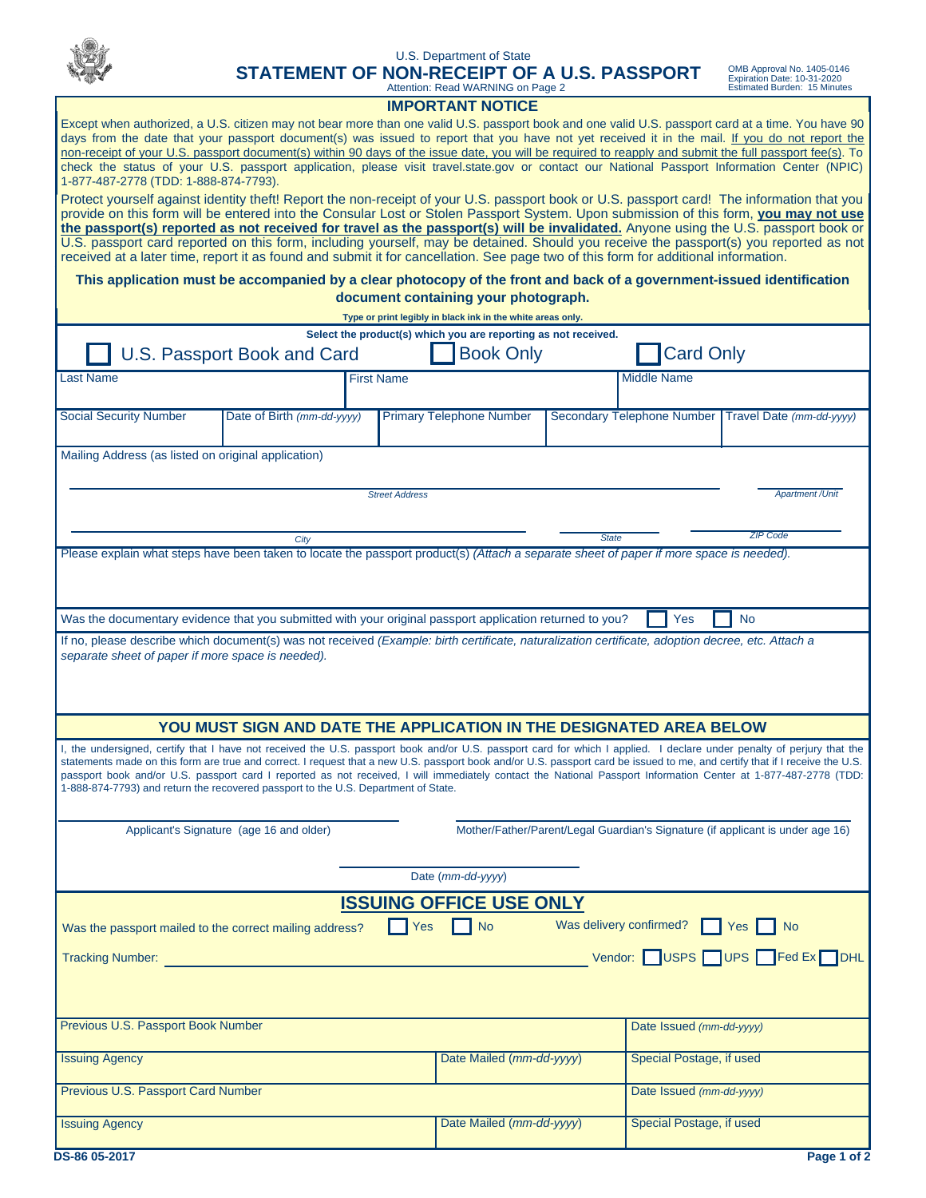U.S. Department of State

# STATEMENT OF NON-RECEIPT OF A U.S. PASSPORT

Attention: Read WARNING on Page 2

OMB Approval No. 1405-0146
Expiration Date: 10-31-2020
Estimated Burden: 15 Minutes

## IMPORTANT NOTICE

Except when authorized, a U.S. citizen may not bear more than one valid U.S. passport book and one valid U.S. passport card at a time. You have 90 days from the date that your passport document(s) was issued to report that you have not yet received it in the mail. If you do not report the non-receipt of your U.S. passport document(s) within 90 days of the issue date, you will be required to reapply and submit the full passport fee(s). To check the status of your U.S. passport application, please visit travel.state.gov or contact our National Passport Information Center (NPIC) 1-877-487-2778 (TDD: 1-888-874-7793).

Protect yourself against identity theft! Report the non-receipt of your U.S. passport book or U.S. passport card! The information that you provide on this form will be entered into the Consular Lost or Stolen Passport System. Upon submission of this form, **you may not use the passport(s) reported as not received for travel as the passport(s) will be invalidated.** Anyone using the U.S. passport book or U.S. passport card reported on this form, including yourself, may be detained. Should you receive the passport(s) you reported as not received at a later time, report it as found and submit it for cancellation. See page two of this form for additional information.

**This application must be accompanied by a clear photocopy of the front and back of a government-issued identification document containing your photograph.**

Type or print legibly in black ink in the white areas only.

Select the product(s) which you are reporting as not received.

☐ U.S. Passport Book and Card ☐ Book Only ☐ Card Only

| Last Name | | First Name | | Middle Name |
|---|---|---|---|---|
| | | | | |

| Social Security Number | Date of Birth *(mm-dd-yyyy)* | Primary Telephone Number | Secondary Telephone Number | Travel Date *(mm-dd-yyyy)* |
|---|---|---|---|---|
| | | | | |

Mailing Address (as listed on original application)

Street Address ________________ Apartment /Unit ________

City ________________ State ________ ZIP Code ________

Please explain what steps have been taken to locate the passport product(s) *(Attach a separate sheet of paper if more space is needed).*

Was the documentary evidence that you submitted with your original passport application returned to you? ☐ Yes ☐ No

If no, please describe which document(s) was not received *(Example: birth certificate, naturalization certificate, adoption decree, etc. Attach a separate sheet of paper if more space is needed).*

## YOU MUST SIGN AND DATE THE APPLICATION IN THE DESIGNATED AREA BELOW

I, the undersigned, certify that I have not received the U.S. passport book and/or U.S. passport card for which I applied. I declare under penalty of perjury that the statements made on this form are true and correct. I request that a new U.S. passport book and/or U.S. passport card be issued to me, and certify that if I receive the U.S. passport book and/or U.S. passport card I reported as not received, I will immediately contact the National Passport Information Center at 1-877-487-2778 (TDD: 1-888-874-7793) and return the recovered passport to the U.S. Department of State.

Applicant's Signature (age 16 and older) ________________

Mother/Father/Parent/Legal Guardian's Signature (if applicant is under age 16) ________________

Date *(mm-dd-yyyy)* ________________

## ISSUING OFFICE USE ONLY

Was the passport mailed to the correct mailing address? ☐ Yes ☐ No

Was delivery confirmed? ☐ Yes ☐ No

Tracking Number: ________________ Vendor: ☐ USPS ☐ UPS ☐ Fed Ex ☐ DHL

| Previous U.S. Passport Book Number | | Date Issued *(mm-dd-yyyy)* |
|---|---|---|
| **Issuing Agency** | **Date Mailed *(mm-dd-yyyy)*** | **Special Postage, if used** |
| **Previous U.S. Passport Card Number** | | **Date Issued *(mm-dd-yyyy)*** |
| **Issuing Agency** | **Date Mailed *(mm-dd-yyyy)*** | **Special Postage, if used** |

DS-86 05-2017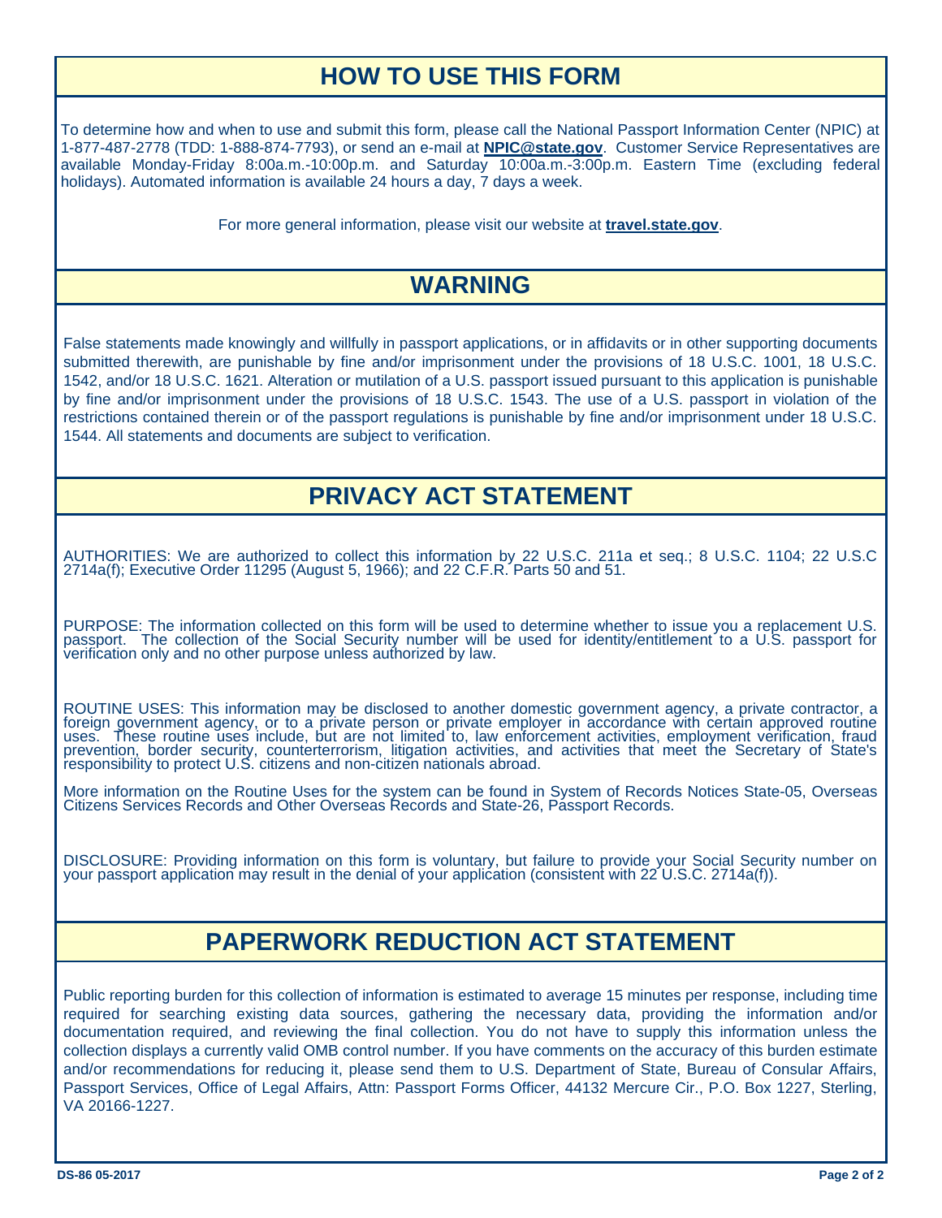## HOW TO USE THIS FORM

To determine how and when to use and submit this form, please call the National Passport Information Center (NPIC) at 1-877-487-2778 (TDD: 1-888-874-7793), or send an e-mail at **NPIC@state.gov**. Customer Service Representatives are available Monday-Friday 8:00a.m.-10:00p.m. and Saturday 10:00a.m.-3:00p.m. Eastern Time (excluding federal holidays). Automated information is available 24 hours a day, 7 days a week.

For more general information, please visit our website at **travel.state.gov**.

## WARNING

False statements made knowingly and willfully in passport applications, or in affidavits or in other supporting documents submitted therewith, are punishable by fine and/or imprisonment under the provisions of 18 U.S.C. 1001, 18 U.S.C. 1542, and/or 18 U.S.C. 1621. Alteration or mutilation of a U.S. passport issued pursuant to this application is punishable by fine and/or imprisonment under the provisions of 18 U.S.C. 1543. The use of a U.S. passport in violation of the restrictions contained therein or of the passport regulations is punishable by fine and/or imprisonment under 18 U.S.C. 1544. All statements and documents are subject to verification.

## PRIVACY ACT STATEMENT

AUTHORITIES: We are authorized to collect this information by 22 U.S.C. 211a et seq.; 8 U.S.C. 1104; 22 U.S.C 2714a(f); Executive Order 11295 (August 5, 1966); and 22 C.F.R. Parts 50 and 51.

PURPOSE: The information collected on this form will be used to determine whether to issue you a replacement U.S. passport. The collection of the Social Security number will be used for identity/entitlement to a U.S. passport for verification only and no other purpose unless authorized by law.

ROUTINE USES: This information may be disclosed to another domestic government agency, a private contractor, a foreign government agency, or to a private person or private employer in accordance with certain approved routine uses. These routine uses include, but are not limited to, law enforcement activities, employment verification, fraud prevention, border security, counterterrorism, litigation activities, and activities that meet the Secretary of State's responsibility to protect U.S. citizens and non-citizen nationals abroad.

More information on the Routine Uses for the system can be found in System of Records Notices State-05, Overseas Citizens Services Records and Other Overseas Records and State-26, Passport Records.

DISCLOSURE: Providing information on this form is voluntary, but failure to provide your Social Security number on your passport application may result in the denial of your application (consistent with 22 U.S.C. 2714a(f)).

## PAPERWORK REDUCTION ACT STATEMENT

Public reporting burden for this collection of information is estimated to average 15 minutes per response, including time required for searching existing data sources, gathering the necessary data, providing the information and/or documentation required, and reviewing the final collection. You do not have to supply this information unless the collection displays a currently valid OMB control number. If you have comments on the accuracy of this burden estimate and/or recommendations for reducing it, please send them to U.S. Department of State, Bureau of Consular Affairs, Passport Services, Office of Legal Affairs, Attn: Passport Forms Officer, 44132 Mercure Cir., P.O. Box 1227, Sterling, VA 20166-1227.

DS-86 05-2017